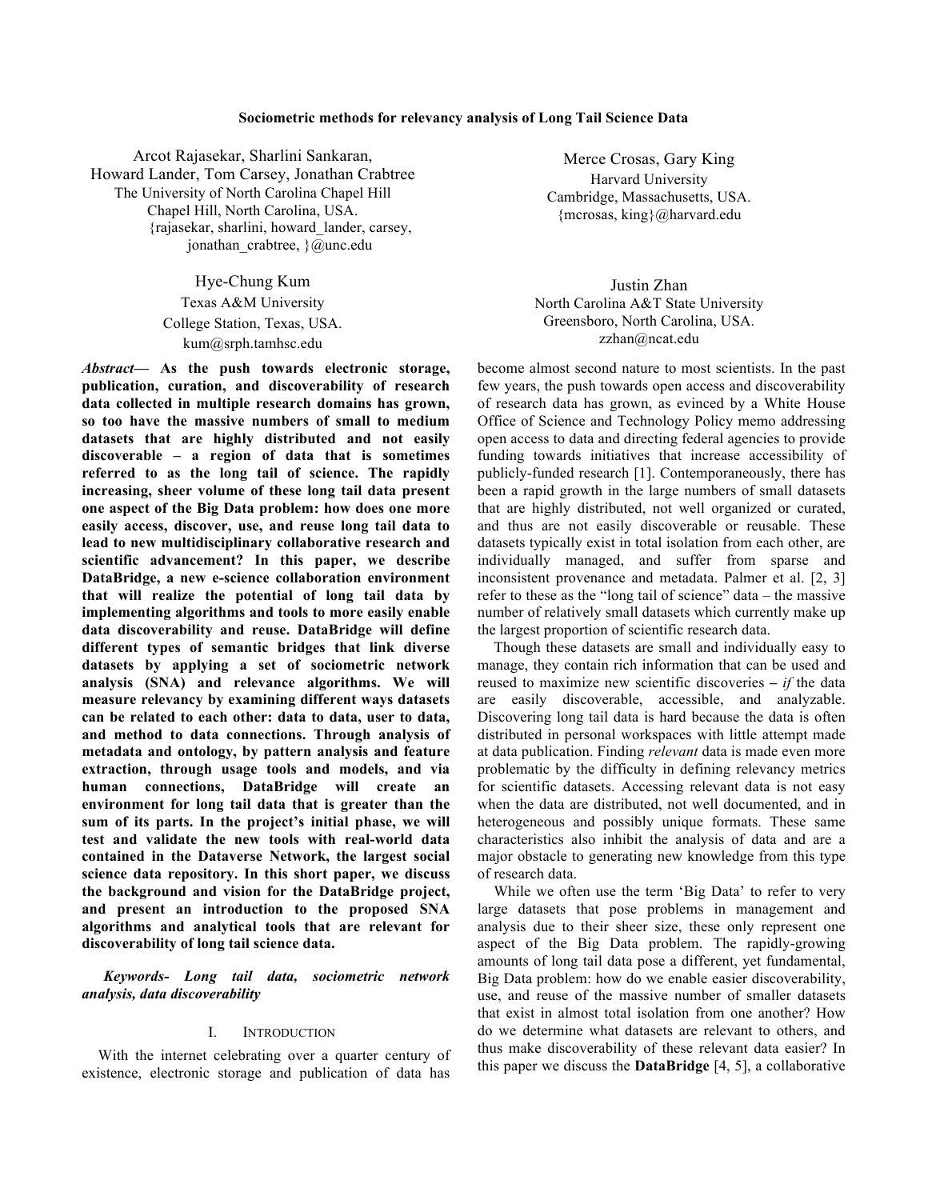# Sociometric methods for relevancy analysis of Long Tail Science Data

Arcot Rajasekar, Sharlini Sankaran, Howard Lander, Tom Carsey, Jonathan Crabtree
The University of North Carolina Chapel Hill
Chapel Hill, North Carolina, USA.
{rajasekar, sharlini, howard_lander, carsey, jonathan_crabtree, }@unc.edu

Merce Crosas, Gary King
Harvard University
Cambridge, Massachusetts, USA.
{mcrosas, king}@harvard.edu

Hye-Chung Kum
Texas A&M University
College Station, Texas, USA.
kum@srph.tamhsc.edu

Justin Zhan
North Carolina A&T State University
Greensboro, North Carolina, USA.
zzhan@ncat.edu

***Abstract*— As the push towards electronic storage, publication, curation, and discoverability of research data collected in multiple research domains has grown, so too have the massive numbers of small to medium datasets that are highly distributed and not easily discoverable – a region of data that is sometimes referred to as the long tail of science. The rapidly increasing, sheer volume of these long tail data present one aspect of the Big Data problem: how does one more easily access, discover, use, and reuse long tail data to lead to new multidisciplinary collaborative research and scientific advancement? In this paper, we describe DataBridge, a new e-science collaboration environment that will realize the potential of long tail data by implementing algorithms and tools to more easily enable data discoverability and reuse. DataBridge will define different types of semantic bridges that link diverse datasets by applying a set of sociometric network analysis (SNA) and relevance algorithms. We will measure relevancy by examining different ways datasets can be related to each other: data to data, user to data, and method to data connections. Through analysis of metadata and ontology, by pattern analysis and feature extraction, through usage tools and models, and via human connections, DataBridge will create an environment for long tail data that is greater than the sum of its parts. In the project's initial phase, we will test and validate the new tools with real-world data contained in the Dataverse Network, the largest social science data repository. In this short paper, we discuss the background and vision for the DataBridge project, and present an introduction to the proposed SNA algorithms and analytical tools that are relevant for discoverability of long tail science data.**

*Keywords- Long tail data, sociometric network analysis, data discoverability*

## I. Introduction

With the internet celebrating over a quarter century of existence, electronic storage and publication of data has become almost second nature to most scientists. In the past few years, the push towards open access and discoverability of research data has grown, as evinced by a White House Office of Science and Technology Policy memo addressing open access to data and directing federal agencies to provide funding towards initiatives that increase accessibility of publicly-funded research [1]. Contemporaneously, there has been a rapid growth in the large numbers of small datasets that are highly distributed, not well organized or curated, and thus are not easily discoverable or reusable. These datasets typically exist in total isolation from each other, are individually managed, and suffer from sparse and inconsistent provenance and metadata. Palmer et al. [2, 3] refer to these as the "long tail of science" data – the massive number of relatively small datasets which currently make up the largest proportion of scientific research data.

Though these datasets are small and individually easy to manage, they contain rich information that can be used and reused to maximize new scientific discoveries – *if* the data are easily discoverable, accessible, and analyzable. Discovering long tail data is hard because the data is often distributed in personal workspaces with little attempt made at data publication. Finding *relevant* data is made even more problematic by the difficulty in defining relevancy metrics for scientific datasets. Accessing relevant data is not easy when the data are distributed, not well documented, and in heterogeneous and possibly unique formats. These same characteristics also inhibit the analysis of data and are a major obstacle to generating new knowledge from this type of research data.

While we often use the term 'Big Data' to refer to very large datasets that pose problems in management and analysis due to their sheer size, these only represent one aspect of the Big Data problem. The rapidly-growing amounts of long tail data pose a different, yet fundamental, Big Data problem: how do we enable easier discoverability, use, and reuse of the massive number of smaller datasets that exist in almost total isolation from one another? How do we determine what datasets are relevant to others, and thus make discoverability of these relevant data easier? In this paper we discuss the **DataBridge** [4, 5], a collaborative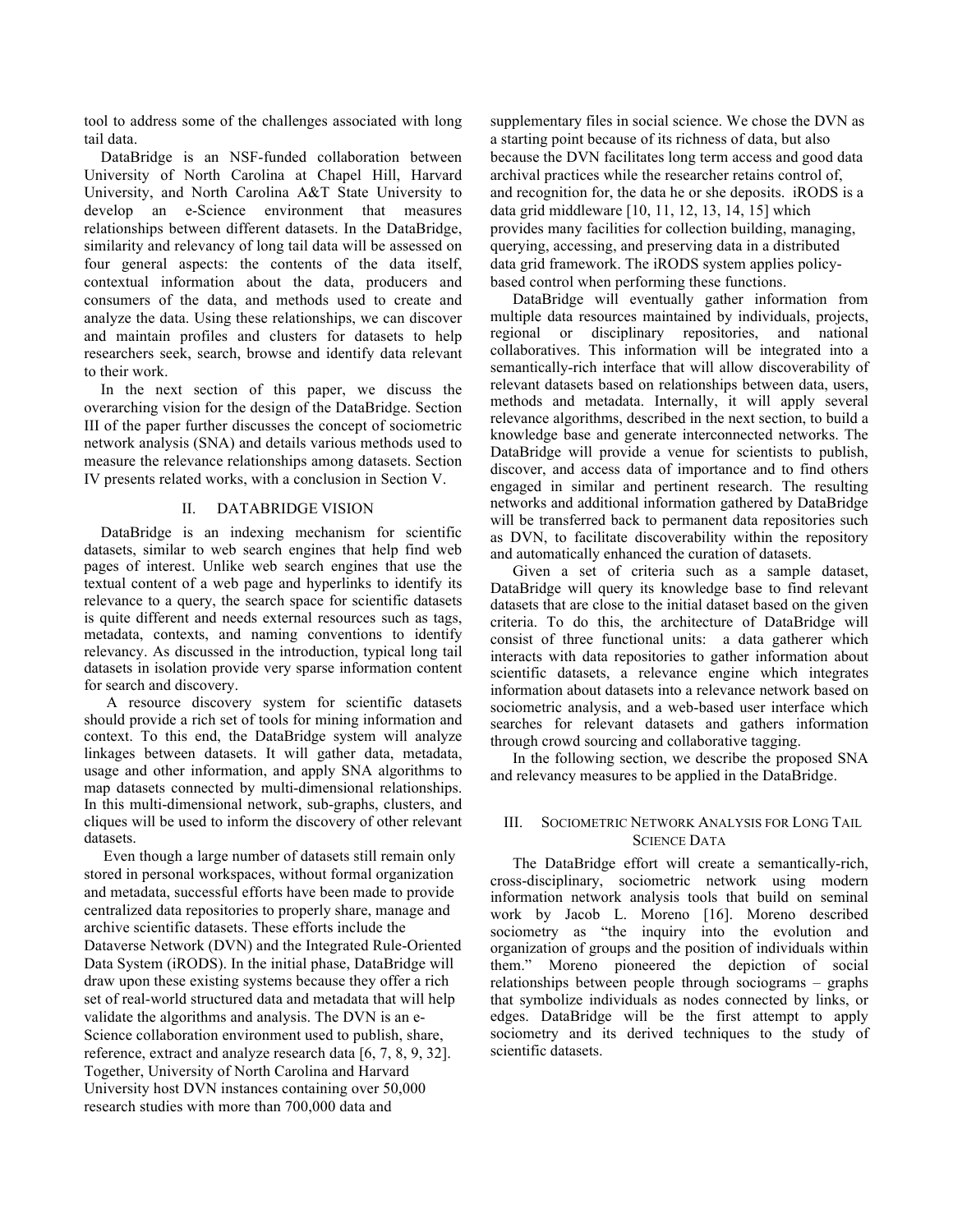tool to address some of the challenges associated with long tail data.

DataBridge is an NSF-funded collaboration between University of North Carolina at Chapel Hill, Harvard University, and North Carolina A&T State University to develop an e-Science environment that measures relationships between different datasets. In the DataBridge, similarity and relevancy of long tail data will be assessed on four general aspects: the contents of the data itself, contextual information about the data, producers and consumers of the data, and methods used to create and analyze the data. Using these relationships, we can discover and maintain profiles and clusters for datasets to help researchers seek, search, browse and identify data relevant to their work.

In the next section of this paper, we discuss the overarching vision for the design of the DataBridge. Section III of the paper further discusses the concept of sociometric network analysis (SNA) and details various methods used to measure the relevance relationships among datasets. Section IV presents related works, with a conclusion in Section V.

## II. DataBridge Vision

DataBridge is an indexing mechanism for scientific datasets, similar to web search engines that help find web pages of interest. Unlike web search engines that use the textual content of a web page and hyperlinks to identify its relevance to a query, the search space for scientific datasets is quite different and needs external resources such as tags, metadata, contexts, and naming conventions to identify relevancy. As discussed in the introduction, typical long tail datasets in isolation provide very sparse information content for search and discovery.

A resource discovery system for scientific datasets should provide a rich set of tools for mining information and context. To this end, the DataBridge system will analyze linkages between datasets. It will gather data, metadata, usage and other information, and apply SNA algorithms to map datasets connected by multi-dimensional relationships. In this multi-dimensional network, sub-graphs, clusters, and cliques will be used to inform the discovery of other relevant datasets.

Even though a large number of datasets still remain only stored in personal workspaces, without formal organization and metadata, successful efforts have been made to provide centralized data repositories to properly share, manage and archive scientific datasets. These efforts include the Dataverse Network (DVN) and the Integrated Rule-Oriented Data System (iRODS). In the initial phase, DataBridge will draw upon these existing systems because they offer a rich set of real-world structured data and metadata that will help validate the algorithms and analysis. The DVN is an e-Science collaboration environment used to publish, share, reference, extract and analyze research data [6, 7, 8, 9, 32]. Together, University of North Carolina and Harvard University host DVN instances containing over 50,000 research studies with more than 700,000 data and supplementary files in social science. We chose the DVN as a starting point because of its richness of data, but also because the DVN facilitates long term access and good data archival practices while the researcher retains control of, and recognition for, the data he or she deposits. iRODS is a data grid middleware [10, 11, 12, 13, 14, 15] which provides many facilities for collection building, managing, querying, accessing, and preserving data in a distributed data grid framework. The iRODS system applies policy-based control when performing these functions.

DataBridge will eventually gather information from multiple data resources maintained by individuals, projects, regional or disciplinary repositories, and national collaboratives. This information will be integrated into a semantically-rich interface that will allow discoverability of relevant datasets based on relationships between data, users, methods and metadata. Internally, it will apply several relevance algorithms, described in the next section, to build a knowledge base and generate interconnected networks. The DataBridge will provide a venue for scientists to publish, discover, and access data of importance and to find others engaged in similar and pertinent research. The resulting networks and additional information gathered by DataBridge will be transferred back to permanent data repositories such as DVN, to facilitate discoverability within the repository and automatically enhanced the curation of datasets.

Given a set of criteria such as a sample dataset, DataBridge will query its knowledge base to find relevant datasets that are close to the initial dataset based on the given criteria. To do this, the architecture of DataBridge will consist of three functional units: a data gatherer which interacts with data repositories to gather information about scientific datasets, a relevance engine which integrates information about datasets into a relevance network based on sociometric analysis, and a web-based user interface which searches for relevant datasets and gathers information through crowd sourcing and collaborative tagging.

In the following section, we describe the proposed SNA and relevancy measures to be applied in the DataBridge.

## III. Sociometric Network Analysis for Long Tail Science Data

The DataBridge effort will create a semantically-rich, cross-disciplinary, sociometric network using modern information network analysis tools that build on seminal work by Jacob L. Moreno [16]. Moreno described sociometry as "the inquiry into the evolution and organization of groups and the position of individuals within them." Moreno pioneered the depiction of social relationships between people through sociograms – graphs that symbolize individuals as nodes connected by links, or edges. DataBridge will be the first attempt to apply sociometry and its derived techniques to the study of scientific datasets.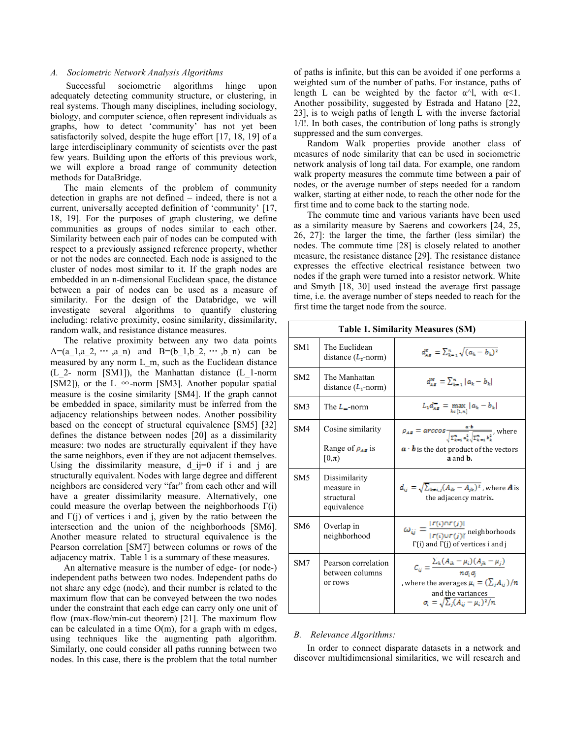### A. Sociometric Network Analysis Algorithms

Successful sociometric algorithms hinge upon adequately detecting community structure, or clustering, in real systems. Though many disciplines, including sociology, biology, and computer science, often represent individuals as graphs, how to detect 'community' has not yet been satisfactorily solved, despite the huge effort [17, 18, 19] of a large interdisciplinary community of scientists over the past few years. Building upon the efforts of this previous work, we will explore a broad range of community detection methods for DataBridge.

The main elements of the problem of community detection in graphs are not defined – indeed, there is not a current, universally accepted definition of 'community' [17, 18, 19]. For the purposes of graph clustering, we define communities as groups of nodes similar to each other. Similarity between each pair of nodes can be computed with respect to a previously assigned reference property, whether or not the nodes are connected. Each node is assigned to the cluster of nodes most similar to it. If the graph nodes are embedded in an n-dimensional Euclidean space, the distance between a pair of nodes can be used as a measure of similarity. For the design of the Databridge, we will investigate several algorithms to quantify clustering including: relative proximity, cosine similarity, dissimilarity, random walk, and resistance distance measures.

The relative proximity between any two data points $A=(a_1,a_2, \cdots ,a_n)$ and $B=(b_1,b_2, \cdots ,b_n)$ can be measured by any norm $L_m$, such as the Euclidean distance ($L_2$- norm [SM1]), the Manhattan distance ($L_1$-norm [SM2]), or the $L_\infty$-norm [SM3]. Another popular spatial measure is the cosine similarity [SM4]. If the graph cannot be embedded in space, similarity must be inferred from the adjacency relationships between nodes. Another possibility based on the concept of structural equivalence [SM5] [32] defines the distance between nodes [20] as a dissimilarity measure: two nodes are structurally equivalent if they have the same neighbors, even if they are not adjacent themselves. Using the dissimilarity measure, $d_{ij}=0$ if i and j are structurally equivalent. Nodes with large degree and different neighbors are considered very "far" from each other and will have a greater dissimilarity measure. Alternatively, one could measure the overlap between the neighborhoods $\Gamma(i)$ and $\Gamma(j)$ of vertices i and j, given by the ratio between the intersection and the union of the neighborhoods [SM6]. Another measure related to structural equivalence is the Pearson correlation [SM7] between columns or rows of the adjacency matrix. Table 1 is a summary of these measures.

An alternative measure is the number of edge- (or node-) independent paths between two nodes. Independent paths do not share any edge (node), and their number is related to the maximum flow that can be conveyed between the two nodes under the constraint that each edge can carry only one unit of flow (max-flow/min-cut theorem) [21]. The maximum flow can be calculated in a time O(m), for a graph with m edges, using techniques like the augmenting path algorithm. Similarly, one could consider all paths running between two nodes. In this case, there is the problem that the total number of paths is infinite, but this can be avoided if one performs a weighted sum of the number of paths. For instance, paths of length L can be weighted by the factor $\alpha^L$, with $\alpha<1$. Another possibility, suggested by Estrada and Hatano [22, 23], is to weigh paths of length L with the inverse factorial $1/l!$. In both cases, the contribution of long paths is strongly suppressed and the sum converges.

Random Walk properties provide another class of measures of node similarity that can be used in sociometric network analysis of long tail data. For example, one random walk property measures the commute time between a pair of nodes, or the average number of steps needed for a random walker, starting at either node, to reach the other node for the first time and to come back to the starting node.

The commute time and various variants have been used as a similarity measure by Saerens and coworkers [24, 25, 26, 27]: the larger the time, the farther (less similar) the nodes. The commute time [28] is closely related to another measure, the resistance distance [29]. The resistance distance expresses the effective electrical resistance between two nodes if the graph were turned into a resistor network. White and Smyth [18, 30] used instead the average first passage time, i.e. the average number of steps needed to reach for the first time the target node from the source.

**Table 1. Similarity Measures (SM)**

| | | |
|---|---|---|
| SM1 | The Euclidean distance ($L_2$-norm) | $d^E_{AB} = \sum_{k=1}^{n} \sqrt{(a_k - b_k)^2}$ |
| SM2 | The Manhattan distance ($L_1$-norm) | $d^M_{AB} = \sum_{k=1}^{n} \lvert a_k - b_k \rvert$ |
| SM3 | The $L_\infty$-norm | $L_1 d^\infty_{AB} = \max_{k\in[1,n]} \lvert a_k - b_k \rvert$ |
| SM4 | Cosine similarity<br><br>Range of $\rho_{AB}$ is $[0,\pi)$ | $\rho_{AB} = \arccos \frac{\mathbf{a} \cdot \mathbf{b}}{\sqrt{\sum_{k=1}^{n} a_k^2}\sqrt{\sum_{k=1}^{n} b_k^2}}$, where $\mathbf{a} \cdot \mathbf{b}$ is the dot product of the vectors **a** and **b**. |
| SM5 | Dissimilarity measure in structural equivalence | $d_{ij} = \sqrt{\sum_{k\neq i,j}(A_{ik} - A_{jk})^2}$, where $\boldsymbol{A}$ is the adjacency matrix. |
| SM6 | Overlap in neighborhood | $\omega_{ij} = \frac{\lvert\Gamma(i)\cap\Gamma(j)\rvert}{\lvert\Gamma(i)\cup\Gamma(j)\rvert}$ neighborhoods $\Gamma(i)$ and $\Gamma(j)$ of vertices i and j |
| SM7 | Pearson correlation between columns or rows | $C_{ij} = \frac{\sum_k (A_{ik} - \mu_i)(A_{jk} - \mu_j)}{n\sigma_i\sigma_j}$, where the averages $\mu_i = (\sum_j A_{ij})/n$ and the variances $\sigma_i = \sqrt{\sum_j (A_{ij} - \mu_i)^2/n}$ |

### B. Relevance Algorithms:

In order to connect disparate datasets in a network and discover multidimensional similarities, we will research and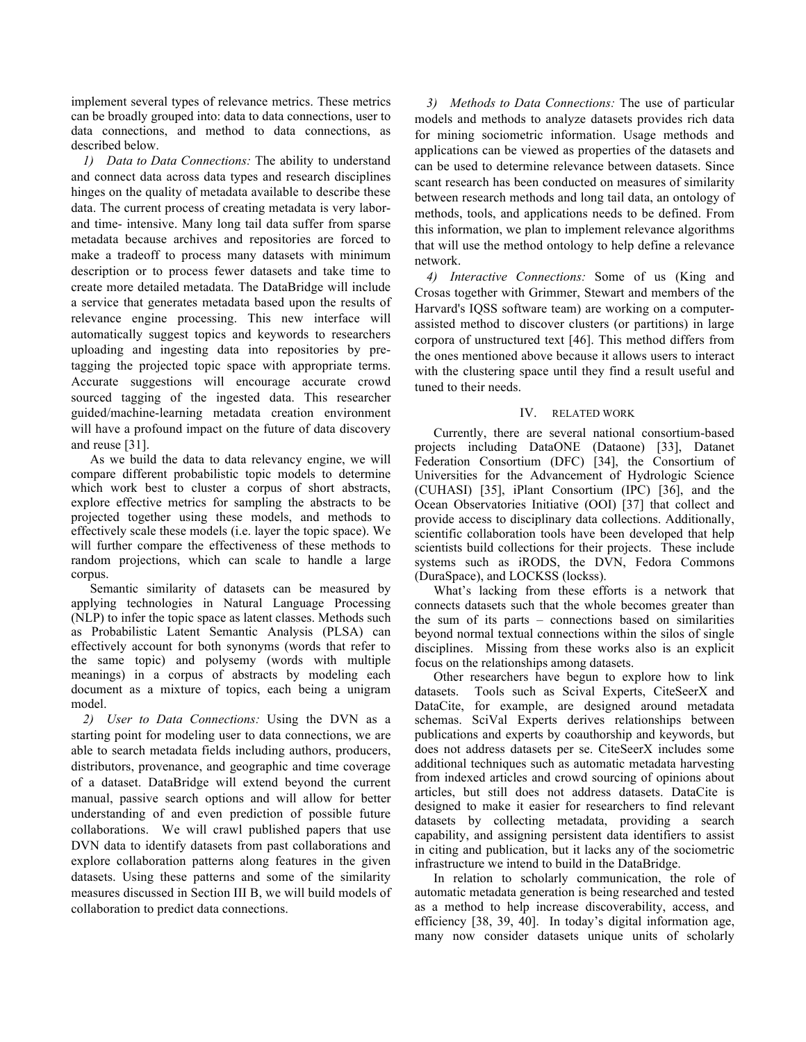implement several types of relevance metrics. These metrics can be broadly grouped into: data to data connections, user to data connections, and method to data connections, as described below.

*1) Data to Data Connections:* The ability to understand and connect data across data types and research disciplines hinges on the quality of metadata available to describe these data. The current process of creating metadata is very labor- and time- intensive. Many long tail data suffer from sparse metadata because archives and repositories are forced to make a tradeoff to process many datasets with minimum description or to process fewer datasets and take time to create more detailed metadata. The DataBridge will include a service that generates metadata based upon the results of relevance engine processing. This new interface will automatically suggest topics and keywords to researchers uploading and ingesting data into repositories by pre-tagging the projected topic space with appropriate terms. Accurate suggestions will encourage accurate crowd sourced tagging of the ingested data. This researcher guided/machine-learning metadata creation environment will have a profound impact on the future of data discovery and reuse [31].

As we build the data to data relevancy engine, we will compare different probabilistic topic models to determine which work best to cluster a corpus of short abstracts, explore effective metrics for sampling the abstracts to be projected together using these models, and methods to effectively scale these models (i.e. layer the topic space). We will further compare the effectiveness of these methods to random projections, which can scale to handle a large corpus.

Semantic similarity of datasets can be measured by applying technologies in Natural Language Processing (NLP) to infer the topic space as latent classes. Methods such as Probabilistic Latent Semantic Analysis (PLSA) can effectively account for both synonyms (words that refer to the same topic) and polysemy (words with multiple meanings) in a corpus of abstracts by modeling each document as a mixture of topics, each being a unigram model.

*2) User to Data Connections:* Using the DVN as a starting point for modeling user to data connections, we are able to search metadata fields including authors, producers, distributors, provenance, and geographic and time coverage of a dataset. DataBridge will extend beyond the current manual, passive search options and will allow for better understanding of and even prediction of possible future collaborations. We will crawl published papers that use DVN data to identify datasets from past collaborations and explore collaboration patterns along features in the given datasets. Using these patterns and some of the similarity measures discussed in Section III B, we will build models of collaboration to predict data connections.

*3) Methods to Data Connections:* The use of particular models and methods to analyze datasets provides rich data for mining sociometric information. Usage methods and applications can be viewed as properties of the datasets and can be used to determine relevance between datasets. Since scant research has been conducted on measures of similarity between research methods and long tail data, an ontology of methods, tools, and applications needs to be defined. From this information, we plan to implement relevance algorithms that will use the method ontology to help define a relevance network.

*4) Interactive Connections:* Some of us (King and Crosas together with Grimmer, Stewart and members of the Harvard's IQSS software team) are working on a computer-assisted method to discover clusters (or partitions) in large corpora of unstructured text [46]. This method differs from the ones mentioned above because it allows users to interact with the clustering space until they find a result useful and tuned to their needs.

## IV. RELATED WORK

Currently, there are several national consortium-based projects including DataONE (Dataone) [33], Datanet Federation Consortium (DFC) [34], the Consortium of Universities for the Advancement of Hydrologic Science (CUHASI) [35], iPlant Consortium (IPC) [36], and the Ocean Observatories Initiative (OOI) [37] that collect and provide access to disciplinary data collections. Additionally, scientific collaboration tools have been developed that help scientists build collections for their projects. These include systems such as iRODS, the DVN, Fedora Commons (DuraSpace), and LOCKSS (lockss).

What's lacking from these efforts is a network that connects datasets such that the whole becomes greater than the sum of its parts – connections based on similarities beyond normal textual connections within the silos of single disciplines. Missing from these works also is an explicit focus on the relationships among datasets.

Other researchers have begun to explore how to link datasets. Tools such as Scival Experts, CiteSeerX and DataCite, for example, are designed around metadata schemas. SciVal Experts derives relationships between publications and experts by coauthorship and keywords, but does not address datasets per se. CiteSeerX includes some additional techniques such as automatic metadata harvesting from indexed articles and crowd sourcing of opinions about articles, but still does not address datasets. DataCite is designed to make it easier for researchers to find relevant datasets by collecting metadata, providing a search capability, and assigning persistent data identifiers to assist in citing and publication, but it lacks any of the sociometric infrastructure we intend to build in the DataBridge.

In relation to scholarly communication, the role of automatic metadata generation is being researched and tested as a method to help increase discoverability, access, and efficiency [38, 39, 40]. In today's digital information age, many now consider datasets unique units of scholarly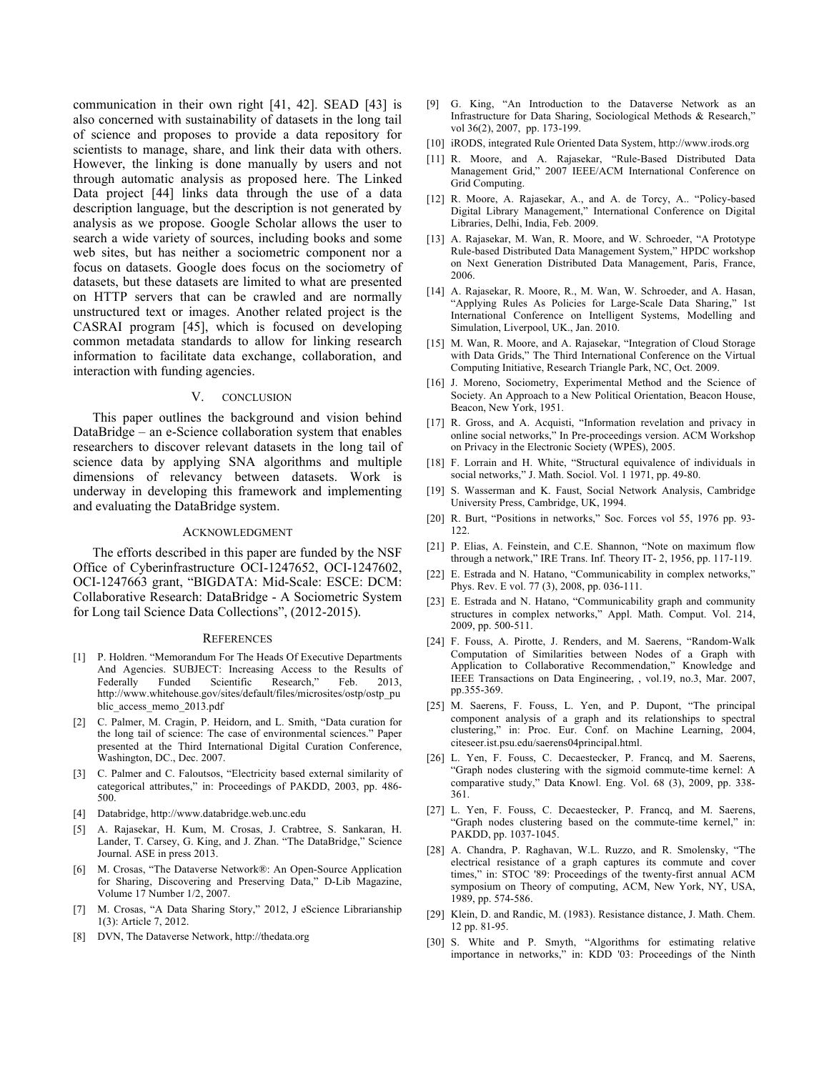communication in their own right [41, 42]. SEAD [43] is also concerned with sustainability of datasets in the long tail of science and proposes to provide a data repository for scientists to manage, share, and link their data with others. However, the linking is done manually by users and not through automatic analysis as proposed here. The Linked Data project [44] links data through the use of a data description language, but the description is not generated by analysis as we propose. Google Scholar allows the user to search a wide variety of sources, including books and some web sites, but has neither a sociometric component nor a focus on datasets. Google does focus on the sociometry of datasets, but these datasets are limited to what are presented on HTTP servers that can be crawled and are normally unstructured text or images. Another related project is the CASRAI program [45], which is focused on developing common metadata standards to allow for linking research information to facilitate data exchange, collaboration, and interaction with funding agencies.

## V. CONCLUSION

This paper outlines the background and vision behind DataBridge – an e-Science collaboration system that enables researchers to discover relevant datasets in the long tail of science data by applying SNA algorithms and multiple dimensions of relevancy between datasets. Work is underway in developing this framework and implementing and evaluating the DataBridge system.

## ACKNOWLEDGMENT

The efforts described in this paper are funded by the NSF Office of Cyberinfrastructure OCI-1247652, OCI-1247602, OCI-1247663 grant, "BIGDATA: Mid-Scale: ESCE: DCM: Collaborative Research: DataBridge - A Sociometric System for Long tail Science Data Collections", (2012-2015).

## REFERENCES

[1] P. Holdren. "Memorandum For The Heads Of Executive Departments And Agencies. SUBJECT: Increasing Access to the Results of Federally Funded Scientific Research," Feb. 2013, http://www.whitehouse.gov/sites/default/files/microsites/ostp/ostp_public_access_memo_2013.pdf

[2] C. Palmer, M. Cragin, P. Heidorn, and L. Smith, "Data curation for the long tail of science: The case of environmental sciences." Paper presented at the Third International Digital Curation Conference, Washington, DC., Dec. 2007.

[3] C. Palmer and C. Faloutsos, "Electricity based external similarity of categorical attributes," in: Proceedings of PAKDD, 2003, pp. 486-500.

[4] Databridge, http://www.databridge.web.unc.edu

[5] A. Rajasekar, H. Kum, M. Crosas, J. Crabtree, S. Sankaran, H. Lander, T. Carsey, G. King, and J. Zhan. "The DataBridge," Science Journal. ASE in press 2013.

[6] M. Crosas, "The Dataverse Network®: An Open-Source Application for Sharing, Discovering and Preserving Data," D-Lib Magazine, Volume 17 Number 1/2, 2007.

[7] M. Crosas, "A Data Sharing Story," 2012, J eScience Librarianship 1(3): Article 7, 2012.

[8] DVN, The Dataverse Network, http://thedata.org

[9] G. King, "An Introduction to the Dataverse Network as an Infrastructure for Data Sharing, Sociological Methods & Research," vol 36(2), 2007, pp. 173-199.

[10] iRODS, integrated Rule Oriented Data System, http://www.irods.org

[11] R. Moore, and A. Rajasekar, "Rule-Based Distributed Data Management Grid," 2007 IEEE/ACM International Conference on Grid Computing.

[12] R. Moore, A. Rajasekar, A., and A. de Torcy, A.. "Policy-based Digital Library Management," International Conference on Digital Libraries, Delhi, India, Feb. 2009.

[13] A. Rajasekar, M. Wan, R. Moore, and W. Schroeder, "A Prototype Rule-based Distributed Data Management System," HPDC workshop on Next Generation Distributed Data Management, Paris, France, 2006.

[14] A. Rajasekar, R. Moore, R., M. Wan, W. Schroeder, and A. Hasan, "Applying Rules As Policies for Large-Scale Data Sharing," 1st International Conference on Intelligent Systems, Modelling and Simulation, Liverpool, UK., Jan. 2010.

[15] M. Wan, R. Moore, and A. Rajasekar, "Integration of Cloud Storage with Data Grids," The Third International Conference on the Virtual Computing Initiative, Research Triangle Park, NC, Oct. 2009.

[16] J. Moreno, Sociometry, Experimental Method and the Science of Society. An Approach to a New Political Orientation, Beacon House, Beacon, New York, 1951.

[17] R. Gross, and A. Acquisti, "Information revelation and privacy in online social networks," In Pre-proceedings version. ACM Workshop on Privacy in the Electronic Society (WPES), 2005.

[18] F. Lorrain and H. White, "Structural equivalence of individuals in social networks," J. Math. Sociol. Vol. 1 1971, pp. 49-80.

[19] S. Wasserman and K. Faust, Social Network Analysis, Cambridge University Press, Cambridge, UK, 1994.

[20] R. Burt, "Positions in networks," Soc. Forces vol 55, 1976 pp. 93-122.

[21] P. Elias, A. Feinstein, and C.E. Shannon, "Note on maximum flow through a network," IRE Trans. Inf. Theory IT- 2, 1956, pp. 117-119.

[22] E. Estrada and N. Hatano, "Communicability in complex networks," Phys. Rev. E vol. 77 (3), 2008, pp. 036-111.

[23] E. Estrada and N. Hatano, "Communicability graph and community structures in complex networks," Appl. Math. Comput. Vol. 214, 2009, pp. 500-511.

[24] F. Fouss, A. Pirotte, J. Renders, and M. Saerens, "Random-Walk Computation of Similarities between Nodes of a Graph with Application to Collaborative Recommendation," Knowledge and IEEE Transactions on Data Engineering, , vol.19, no.3, Mar. 2007, pp.355-369.

[25] M. Saerens, F. Fouss, L. Yen, and P. Dupont, "The principal component analysis of a graph and its relationships to spectral clustering," in: Proc. Eur. Conf. on Machine Learning, 2004, citeseer.ist.psu.edu/saerens04principal.html.

[26] L. Yen, F. Fouss, C. Decaestecker, P. Francq, and M. Saerens, "Graph nodes clustering with the sigmoid commute-time kernel: A comparative study," Data Knowl. Eng. Vol. 68 (3), 2009, pp. 338-361.

[27] L. Yen, F. Fouss, C. Decaestecker, P. Francq, and M. Saerens, "Graph nodes clustering based on the commute-time kernel," in: PAKDD, pp. 1037-1045.

[28] A. Chandra, P. Raghavan, W.L. Ruzzo, and R. Smolensky, "The electrical resistance of a graph captures its commute and cover times," in: STOC '89: Proceedings of the twenty-first annual ACM symposium on Theory of computing, ACM, New York, NY, USA, 1989, pp. 574-586.

[29] Klein, D. and Randic, M. (1983). Resistance distance, J. Math. Chem. 12 pp. 81-95.

[30] S. White and P. Smyth, "Algorithms for estimating relative importance in networks," in: KDD '03: Proceedings of the Ninth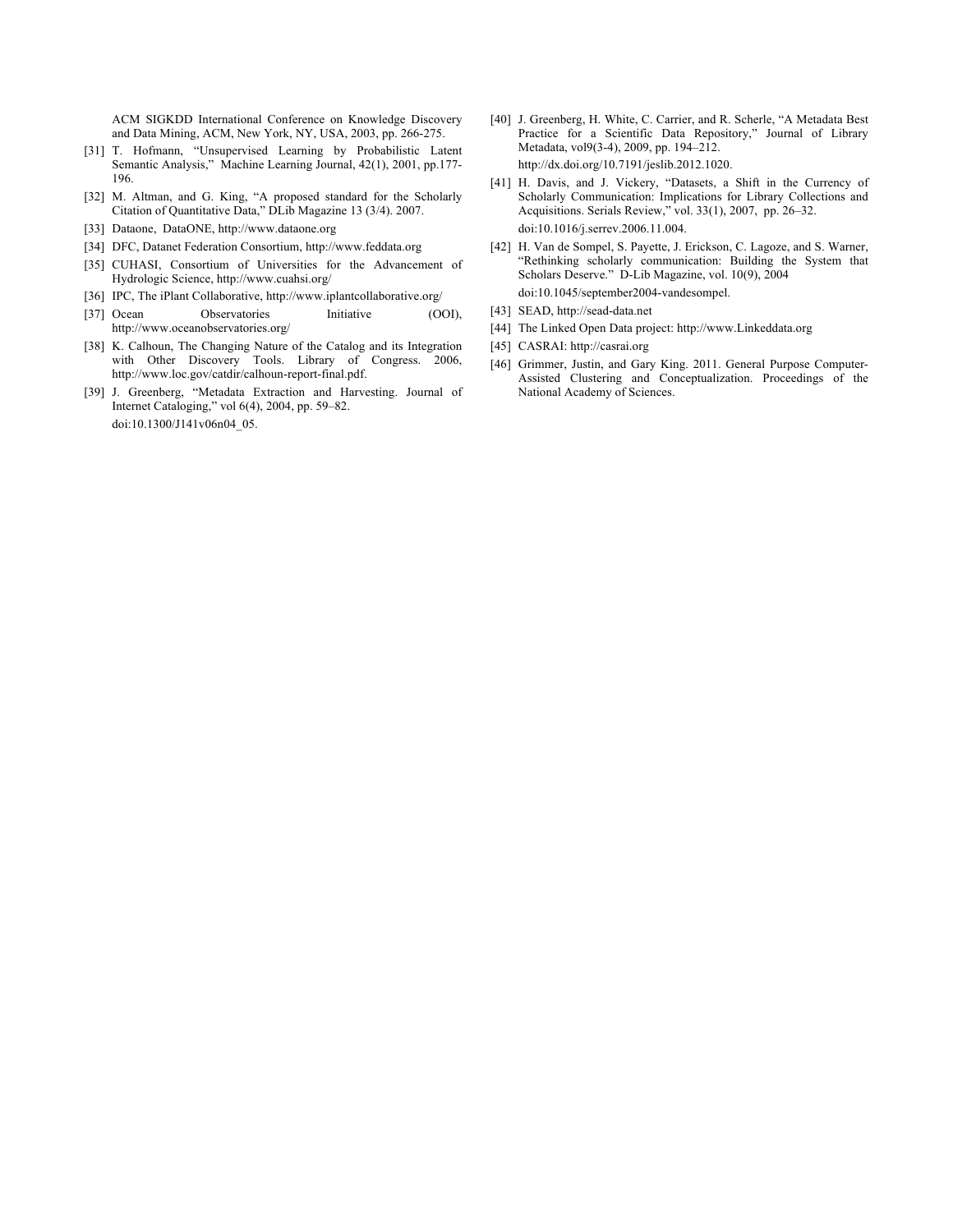ACM SIGKDD International Conference on Knowledge Discovery and Data Mining, ACM, New York, NY, USA, 2003, pp. 266-275.

[31] T. Hofmann, “Unsupervised Learning by Probabilistic Latent Semantic Analysis,” Machine Learning Journal, 42(1), 2001, pp.177-196.

[32] M. Altman, and G. King, “A proposed standard for the Scholarly Citation of Quantitative Data,” DLib Magazine 13 (3/4). 2007.

[33] Dataone, DataONE, http://www.dataone.org

[34] DFC, Datanet Federation Consortium, http://www.feddata.org

[35] CUHASI, Consortium of Universities for the Advancement of Hydrologic Science, http://www.cuahsi.org/

[36] IPC, The iPlant Collaborative, http://www.iplantcollaborative.org/

[37] Ocean Observatories Initiative (OOI), http://www.oceanobservatories.org/

[38] K. Calhoun, The Changing Nature of the Catalog and its Integration with Other Discovery Tools. Library of Congress. 2006, http://www.loc.gov/catdir/calhoun-report-final.pdf.

[39] J. Greenberg, “Metadata Extraction and Harvesting. Journal of Internet Cataloging,” vol 6(4), 2004, pp. 59–82. doi:10.1300/J141v06n04_05.

[40] J. Greenberg, H. White, C. Carrier, and R. Scherle, “A Metadata Best Practice for a Scientific Data Repository,” Journal of Library Metadata, vol9(3-4), 2009, pp. 194–212. http://dx.doi.org/10.7191/jeslib.2012.1020.

[41] H. Davis, and J. Vickery, “Datasets, a Shift in the Currency of Scholarly Communication: Implications for Library Collections and Acquisitions. Serials Review,” vol. 33(1), 2007, pp. 26–32. doi:10.1016/j.serrev.2006.11.004.

[42] H. Van de Sompel, S. Payette, J. Erickson, C. Lagoze, and S. Warner, “Rethinking scholarly communication: Building the System that Scholars Deserve.” D-Lib Magazine, vol. 10(9), 2004 doi:10.1045/september2004-vandesompel.

[43] SEAD, http://sead-data.net

[44] The Linked Open Data project: http://www.Linkeddata.org

[45] CASRAI: http://casrai.org

[46] Grimmer, Justin, and Gary King. 2011. General Purpose Computer-Assisted Clustering and Conceptualization. Proceedings of the National Academy of Sciences.